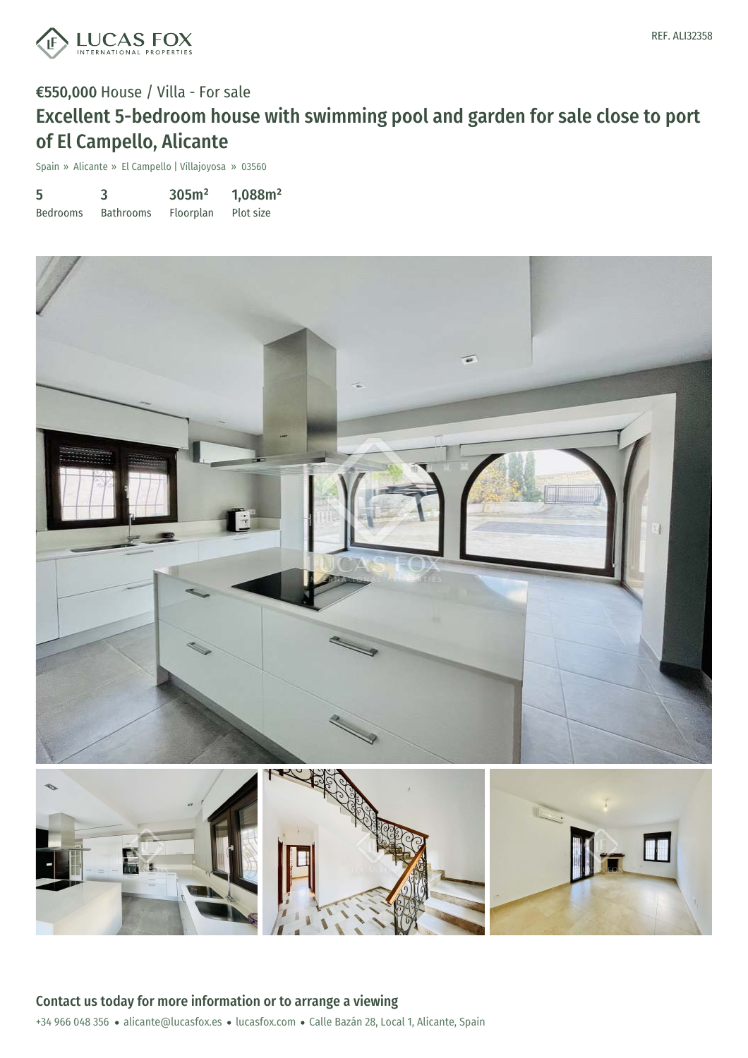REF. ALI32358

**€550,000** House / Villa - For sale

# Excellent 5-bedroom house with swimming pool and garden for sale close to port of El Campello, Alicante

Spain » Alicante » El Campello | Villajoyosa » 03560

| 5 | 3 | 305m² | 1,088m² |
| --- | --- | --- | --- |
| Bedrooms | Bathrooms | Floorplan | Plot size |

## Contact us today for more information or to arrange a viewing

+34 966 048 356 • alicante@lucasfox.es • lucasfox.com • Calle Bazán 28, Local 1, Alicante, Spain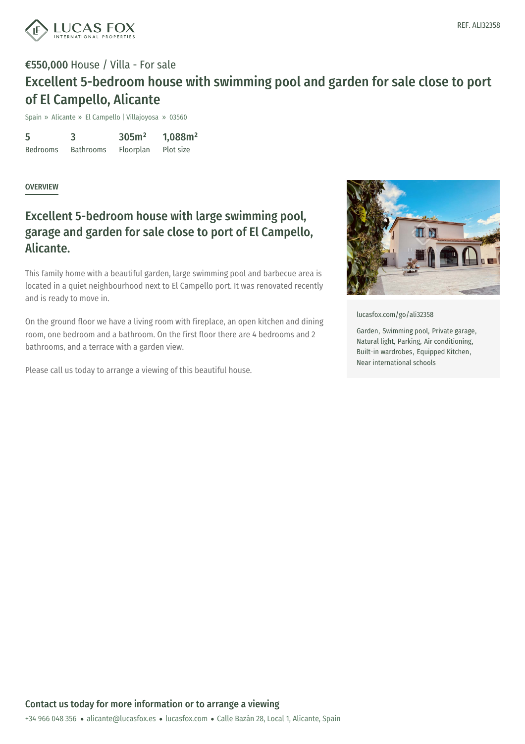REF. ALI32358

€550,000 House / Villa - For sale

# Excellent 5-bedroom house with swimming pool and garden for sale close to port of El Campello, Alicante

Spain » Alicante » El Campello | Villajoyosa » 03560

| 5 | 3 | 305m² | 1,088m² |
|---|---|---|---|
| Bedrooms | Bathrooms | Floorplan | Plot size |

OVERVIEW

## Excellent 5-bedroom house with large swimming pool, garage and garden for sale close to port of El Campello, Alicante.

This family home with a beautiful garden, large swimming pool and barbecue area is located in a quiet neighbourhood next to El Campello port. It was renovated recently and is ready to move in.

On the ground floor we have a living room with fireplace, an open kitchen and dining room, one bedroom and a bathroom. On the first floor there are 4 bedrooms and 2 bathrooms, and a terrace with a garden view.

Please call us today to arrange a viewing of this beautiful house.

lucasfox.com/go/ali32358

Garden, Swimming pool, Private garage, Natural light, Parking, Air conditioning, Built-in wardrobes, Equipped Kitchen, Near international schools

**Contact us today for more information or to arrange a viewing**

+34 966 048 356 • alicante@lucasfox.es • lucasfox.com • Calle Bazán 28, Local 1, Alicante, Spain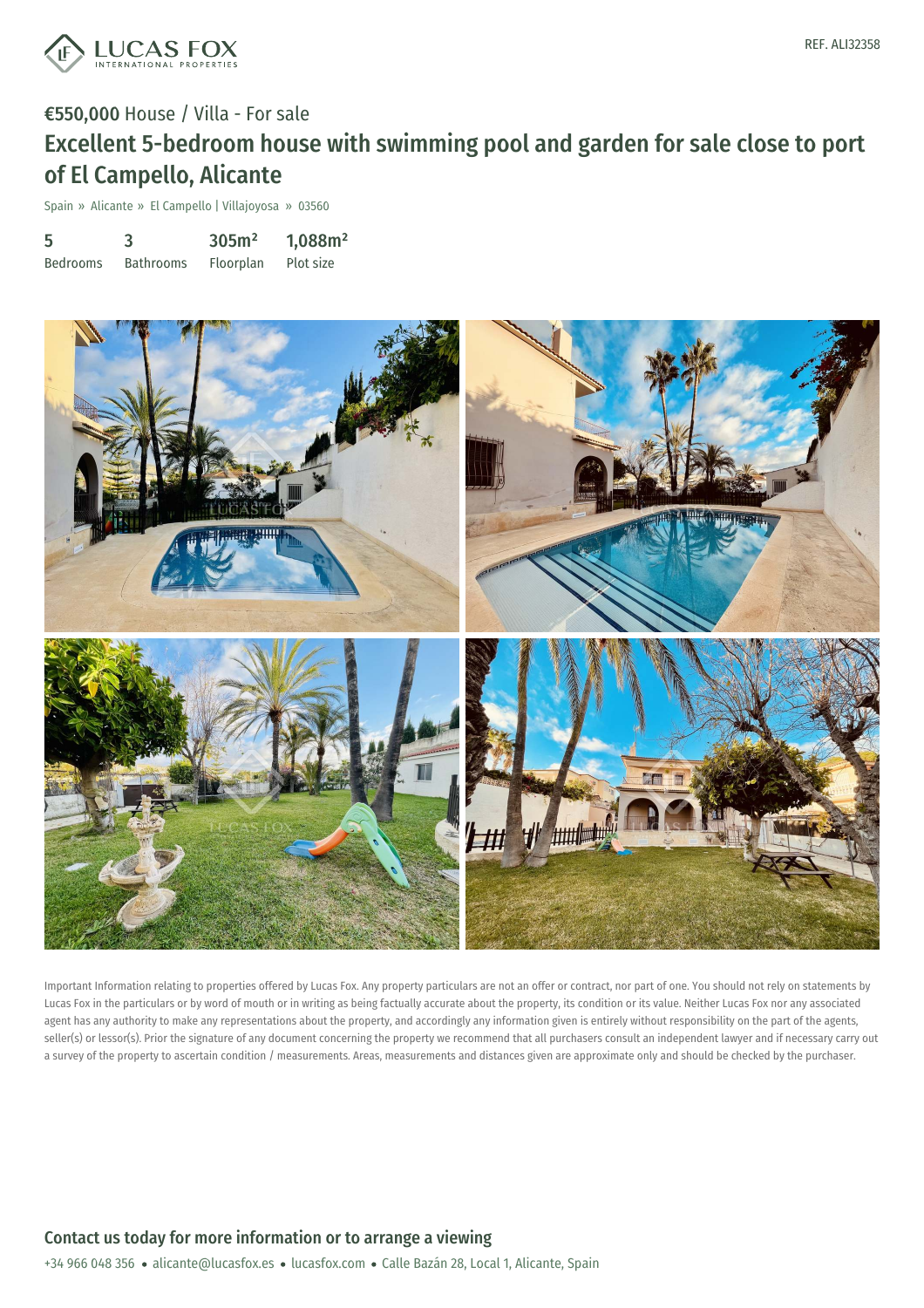REF. ALI32358

€550,000 House / Villa - For sale

# Excellent 5-bedroom house with swimming pool and garden for sale close to port of El Campello, Alicante

Spain » Alicante » El Campello | Villajoyosa » 03560

| 5 | 3 | 305m² | 1,088m² |
|---|---|---|---|
| Bedrooms | Bathrooms | Floorplan | Plot size |

Important Information relating to properties offered by Lucas Fox. Any property particulars are not an offer or contract, nor part of one. You should not rely on statements by Lucas Fox in the particulars or by word of mouth or in writing as being factually accurate about the property, its condition or its value. Neither Lucas Fox nor any associated agent has any authority to make any representations about the property, and accordingly any information given is entirely without responsibility on the part of the agents, seller(s) or lessor(s). Prior the signature of any document concerning the property we recommend that all purchasers consult an independent lawyer and if necessary carry out a survey of the property to ascertain condition / measurements. Areas, measurements and distances given are approximate only and should be checked by the purchaser.

## Contact us today for more information or to arrange a viewing

+34 966 048 356 • alicante@lucasfox.es • lucasfox.com • Calle Bazán 28, Local 1, Alicante, Spain